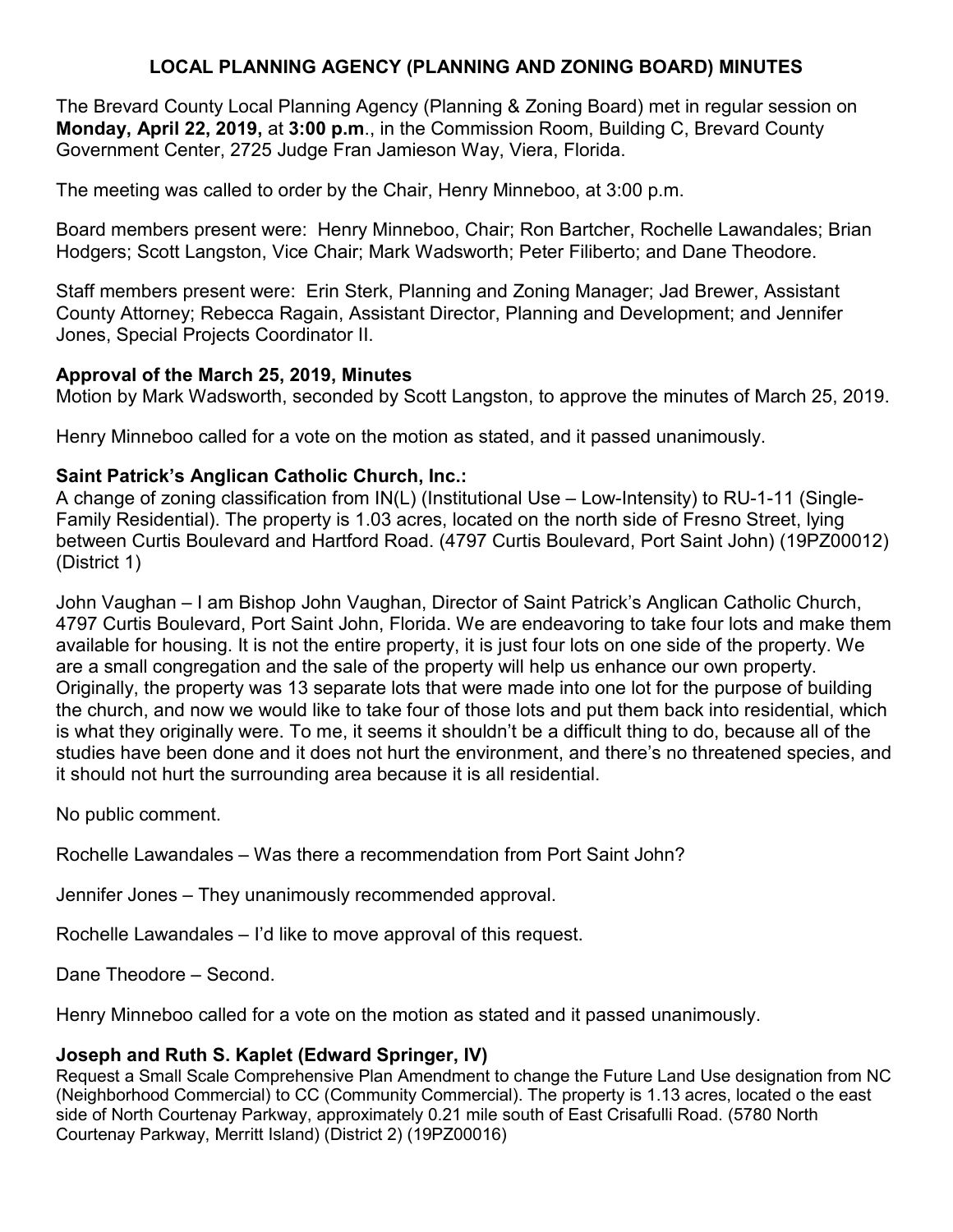# LOCAL PLANNING AGENCY (PLANNING AND ZONING BOARD) MINUTES

The Brevard County Local Planning Agency (Planning & Zoning Board) met in regular session on **Monday, April 22, 2019,** at **3:00 p.m**., in the Commission Room, Building C, Brevard County Government Center, 2725 Judge Fran Jamieson Way, Viera, Florida.

The meeting was called to order by the Chair, Henry Minneboo, at 3:00 p.m.

Board members present were: Henry Minneboo, Chair; Ron Bartcher, Rochelle Lawandales; Brian Hodgers; Scott Langston, Vice Chair; Mark Wadsworth; Peter Filiberto; and Dane Theodore.

Staff members present were: Erin Sterk, Planning and Zoning Manager; Jad Brewer, Assistant County Attorney; Rebecca Ragain, Assistant Director, Planning and Development; and Jennifer Jones, Special Projects Coordinator II.

**Approval of the March 25, 2019, Minutes**

Motion by Mark Wadsworth, seconded by Scott Langston, to approve the minutes of March 25, 2019.

Henry Minneboo called for a vote on the motion as stated, and it passed unanimously.

**Saint Patrick's Anglican Catholic Church, Inc.:**

A change of zoning classification from IN(L) (Institutional Use – Low-Intensity) to RU-1-11 (Single-Family Residential). The property is 1.03 acres, located on the north side of Fresno Street, lying between Curtis Boulevard and Hartford Road. (4797 Curtis Boulevard, Port Saint John) (19PZ00012) (District 1)

John Vaughan – I am Bishop John Vaughan, Director of Saint Patrick's Anglican Catholic Church, 4797 Curtis Boulevard, Port Saint John, Florida. We are endeavoring to take four lots and make them available for housing. It is not the entire property, it is just four lots on one side of the property. We are a small congregation and the sale of the property will help us enhance our own property. Originally, the property was 13 separate lots that were made into one lot for the purpose of building the church, and now we would like to take four of those lots and put them back into residential, which is what they originally were. To me, it seems it shouldn't be a difficult thing to do, because all of the studies have been done and it does not hurt the environment, and there's no threatened species, and it should not hurt the surrounding area because it is all residential.

No public comment.

Rochelle Lawandales – Was there a recommendation from Port Saint John?

Jennifer Jones – They unanimously recommended approval.

Rochelle Lawandales – I'd like to move approval of this request.

Dane Theodore – Second.

Henry Minneboo called for a vote on the motion as stated and it passed unanimously.

**Joseph and Ruth S. Kaplet (Edward Springer, IV)**

Request a Small Scale Comprehensive Plan Amendment to change the Future Land Use designation from NC (Neighborhood Commercial) to CC (Community Commercial). The property is 1.13 acres, located o the east side of North Courtenay Parkway, approximately 0.21 mile south of East Crisafulli Road. (5780 North Courtenay Parkway, Merritt Island) (District 2) (19PZ00016)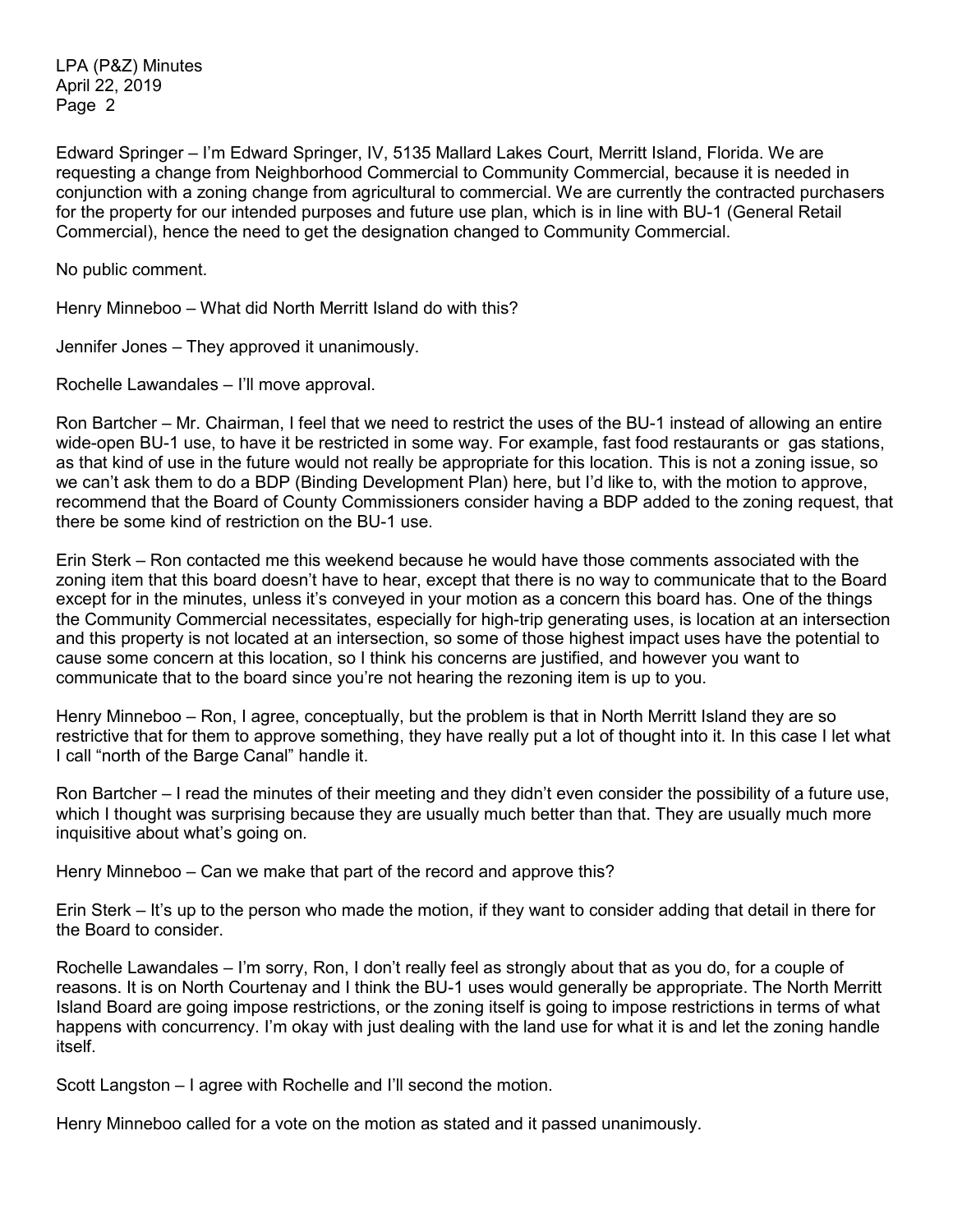Edward Springer – I'm Edward Springer, IV, 5135 Mallard Lakes Court, Merritt Island, Florida. We are requesting a change from Neighborhood Commercial to Community Commercial, because it is needed in conjunction with a zoning change from agricultural to commercial. We are currently the contracted purchasers for the property for our intended purposes and future use plan, which is in line with BU-1 (General Retail Commercial), hence the need to get the designation changed to Community Commercial.

No public comment.

Henry Minneboo – What did North Merritt Island do with this?

Jennifer Jones – They approved it unanimously.

Rochelle Lawandales – I'll move approval.

Ron Bartcher – Mr. Chairman, I feel that we need to restrict the uses of the BU-1 instead of allowing an entire wide-open BU-1 use, to have it be restricted in some way. For example, fast food restaurants or gas stations, as that kind of use in the future would not really be appropriate for this location. This is not a zoning issue, so we can't ask them to do a BDP (Binding Development Plan) here, but I'd like to, with the motion to approve, recommend that the Board of County Commissioners consider having a BDP added to the zoning request, that there be some kind of restriction on the BU-1 use.

Erin Sterk – Ron contacted me this weekend because he would have those comments associated with the zoning item that this board doesn't have to hear, except that there is no way to communicate that to the Board except for in the minutes, unless it's conveyed in your motion as a concern this board has. One of the things the Community Commercial necessitates, especially for high-trip generating uses, is location at an intersection and this property is not located at an intersection, so some of those highest impact uses have the potential to cause some concern at this location, so I think his concerns are justified, and however you want to communicate that to the board since you're not hearing the rezoning item is up to you.

Henry Minneboo – Ron, I agree, conceptually, but the problem is that in North Merritt Island they are so restrictive that for them to approve something, they have really put a lot of thought into it. In this case I let what I call "north of the Barge Canal" handle it.

Ron Bartcher – I read the minutes of their meeting and they didn't even consider the possibility of a future use, which I thought was surprising because they are usually much better than that. They are usually much more inquisitive about what's going on.

Henry Minneboo – Can we make that part of the record and approve this?

Erin Sterk – It's up to the person who made the motion, if they want to consider adding that detail in there for the Board to consider.

Rochelle Lawandales – I'm sorry, Ron, I don't really feel as strongly about that as you do, for a couple of reasons. It is on North Courtenay and I think the BU-1 uses would generally be appropriate. The North Merritt Island Board are going impose restrictions, or the zoning itself is going to impose restrictions in terms of what happens with concurrency. I'm okay with just dealing with the land use for what it is and let the zoning handle itself.

Scott Langston – I agree with Rochelle and I'll second the motion.

Henry Minneboo called for a vote on the motion as stated and it passed unanimously.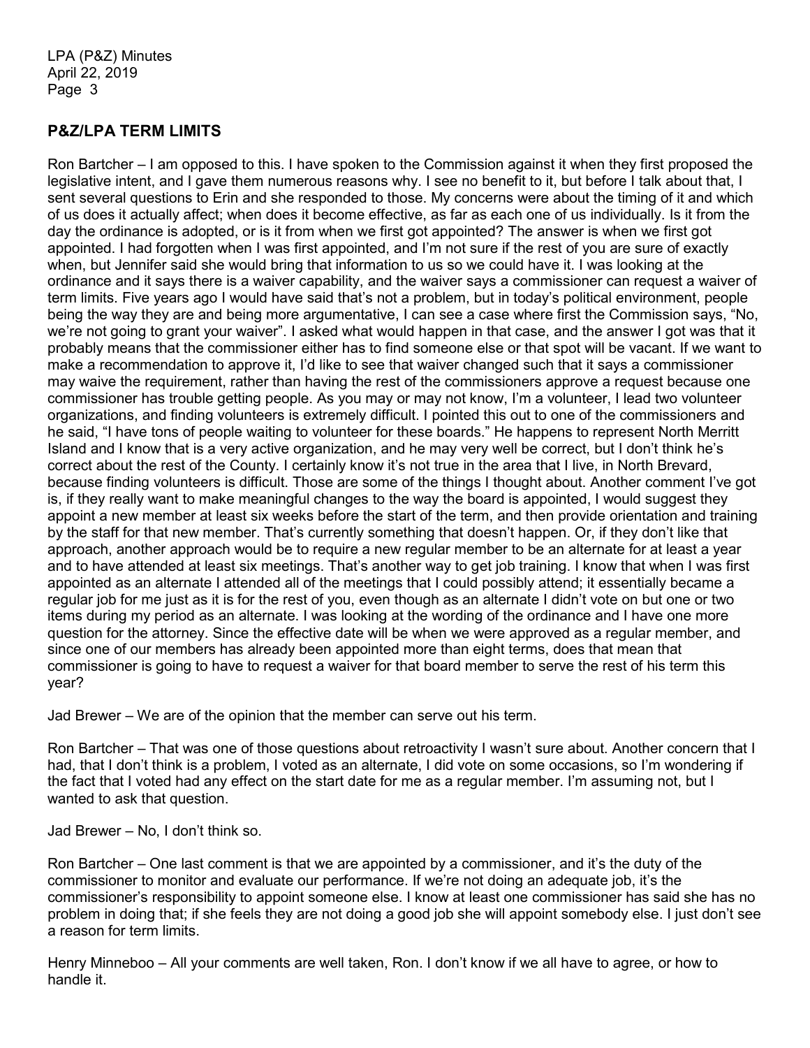## P&Z/LPA TERM LIMITS

Ron Bartcher – I am opposed to this. I have spoken to the Commission against it when they first proposed the legislative intent, and I gave them numerous reasons why. I see no benefit to it, but before I talk about that, I sent several questions to Erin and she responded to those. My concerns were about the timing of it and which of us does it actually affect; when does it become effective, as far as each one of us individually. Is it from the day the ordinance is adopted, or is it from when we first got appointed? The answer is when we first got appointed. I had forgotten when I was first appointed, and I'm not sure if the rest of you are sure of exactly when, but Jennifer said she would bring that information to us so we could have it. I was looking at the ordinance and it says there is a waiver capability, and the waiver says a commissioner can request a waiver of term limits. Five years ago I would have said that's not a problem, but in today's political environment, people being the way they are and being more argumentative, I can see a case where first the Commission says, "No, we're not going to grant your waiver". I asked what would happen in that case, and the answer I got was that it probably means that the commissioner either has to find someone else or that spot will be vacant. If we want to make a recommendation to approve it, I'd like to see that waiver changed such that it says a commissioner may waive the requirement, rather than having the rest of the commissioners approve a request because one commissioner has trouble getting people. As you may or may not know, I'm a volunteer, I lead two volunteer organizations, and finding volunteers is extremely difficult. I pointed this out to one of the commissioners and he said, "I have tons of people waiting to volunteer for these boards." He happens to represent North Merritt Island and I know that is a very active organization, and he may very well be correct, but I don't think he's correct about the rest of the County. I certainly know it's not true in the area that I live, in North Brevard, because finding volunteers is difficult. Those are some of the things I thought about. Another comment I've got is, if they really want to make meaningful changes to the way the board is appointed, I would suggest they appoint a new member at least six weeks before the start of the term, and then provide orientation and training by the staff for that new member. That's currently something that doesn't happen. Or, if they don't like that approach, another approach would be to require a new regular member to be an alternate for at least a year and to have attended at least six meetings. That's another way to get job training. I know that when I was first appointed as an alternate I attended all of the meetings that I could possibly attend; it essentially became a regular job for me just as it is for the rest of you, even though as an alternate I didn't vote on but one or two items during my period as an alternate. I was looking at the wording of the ordinance and I have one more question for the attorney. Since the effective date will be when we were approved as a regular member, and since one of our members has already been appointed more than eight terms, does that mean that commissioner is going to have to request a waiver for that board member to serve the rest of his term this year?

Jad Brewer – We are of the opinion that the member can serve out his term.

Ron Bartcher – That was one of those questions about retroactivity I wasn't sure about. Another concern that I had, that I don't think is a problem, I voted as an alternate, I did vote on some occasions, so I'm wondering if the fact that I voted had any effect on the start date for me as a regular member. I'm assuming not, but I wanted to ask that question.

Jad Brewer – No, I don't think so.

Ron Bartcher – One last comment is that we are appointed by a commissioner, and it's the duty of the commissioner to monitor and evaluate our performance. If we're not doing an adequate job, it's the commissioner's responsibility to appoint someone else. I know at least one commissioner has said she has no problem in doing that; if she feels they are not doing a good job she will appoint somebody else. I just don't see a reason for term limits.

Henry Minneboo – All your comments are well taken, Ron. I don't know if we all have to agree, or how to handle it.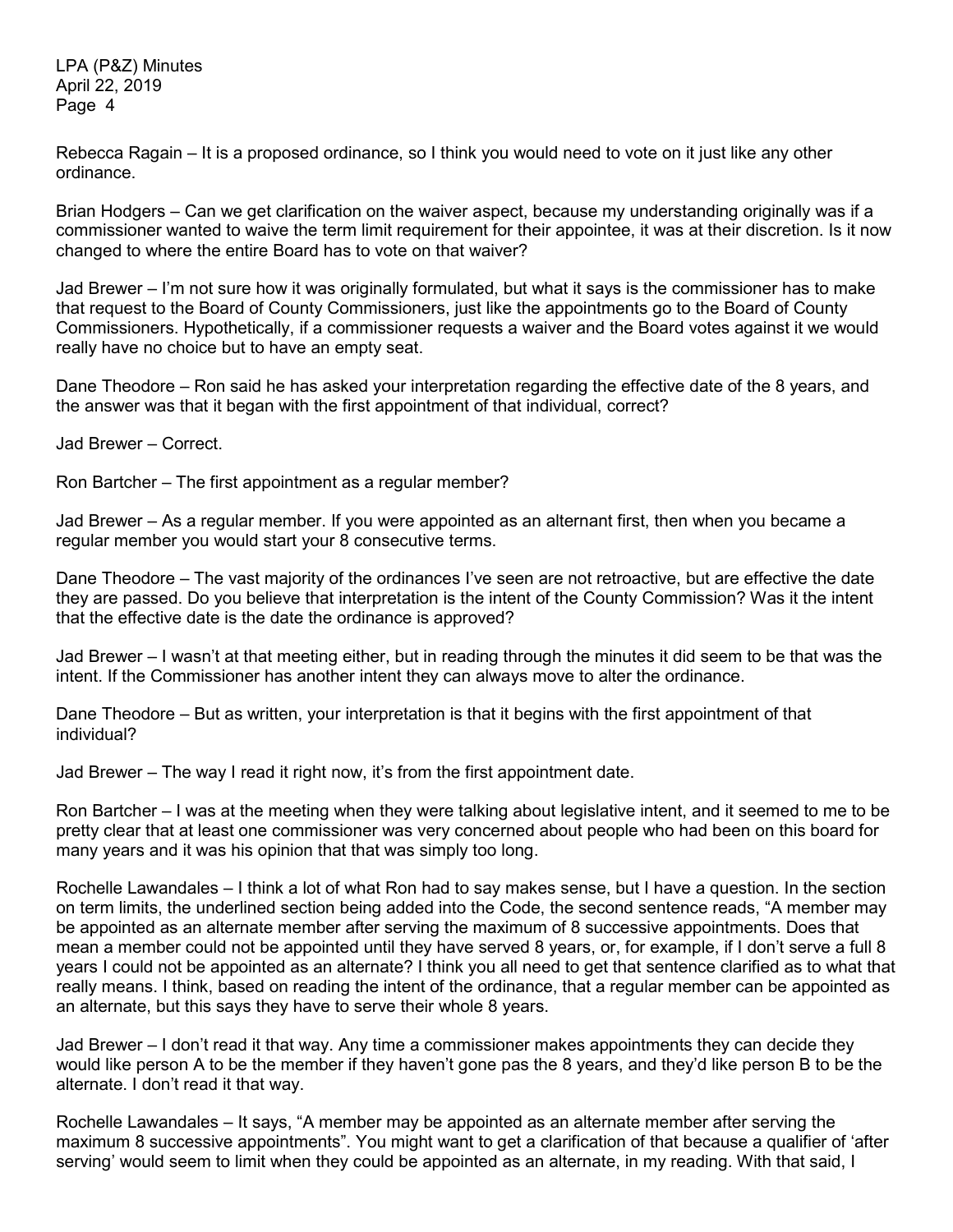Rebecca Ragain – It is a proposed ordinance, so I think you would need to vote on it just like any other ordinance.

Brian Hodgers – Can we get clarification on the waiver aspect, because my understanding originally was if a commissioner wanted to waive the term limit requirement for their appointee, it was at their discretion. Is it now changed to where the entire Board has to vote on that waiver?

Jad Brewer – I'm not sure how it was originally formulated, but what it says is the commissioner has to make that request to the Board of County Commissioners, just like the appointments go to the Board of County Commissioners. Hypothetically, if a commissioner requests a waiver and the Board votes against it we would really have no choice but to have an empty seat.

Dane Theodore – Ron said he has asked your interpretation regarding the effective date of the 8 years, and the answer was that it began with the first appointment of that individual, correct?

Jad Brewer – Correct.

Ron Bartcher – The first appointment as a regular member?

Jad Brewer – As a regular member. If you were appointed as an alternant first, then when you became a regular member you would start your 8 consecutive terms.

Dane Theodore – The vast majority of the ordinances I've seen are not retroactive, but are effective the date they are passed. Do you believe that interpretation is the intent of the County Commission? Was it the intent that the effective date is the date the ordinance is approved?

Jad Brewer – I wasn't at that meeting either, but in reading through the minutes it did seem to be that was the intent. If the Commissioner has another intent they can always move to alter the ordinance.

Dane Theodore – But as written, your interpretation is that it begins with the first appointment of that individual?

Jad Brewer – The way I read it right now, it's from the first appointment date.

Ron Bartcher – I was at the meeting when they were talking about legislative intent, and it seemed to me to be pretty clear that at least one commissioner was very concerned about people who had been on this board for many years and it was his opinion that that was simply too long.

Rochelle Lawandales – I think a lot of what Ron had to say makes sense, but I have a question. In the section on term limits, the underlined section being added into the Code, the second sentence reads, "A member may be appointed as an alternate member after serving the maximum of 8 successive appointments. Does that mean a member could not be appointed until they have served 8 years, or, for example, if I don't serve a full 8 years I could not be appointed as an alternate? I think you all need to get that sentence clarified as to what that really means. I think, based on reading the intent of the ordinance, that a regular member can be appointed as an alternate, but this says they have to serve their whole 8 years.

Jad Brewer – I don't read it that way. Any time a commissioner makes appointments they can decide they would like person A to be the member if they haven't gone pas the 8 years, and they'd like person B to be the alternate. I don't read it that way.

Rochelle Lawandales – It says, "A member may be appointed as an alternate member after serving the maximum 8 successive appointments". You might want to get a clarification of that because a qualifier of 'after serving' would seem to limit when they could be appointed as an alternate, in my reading. With that said, I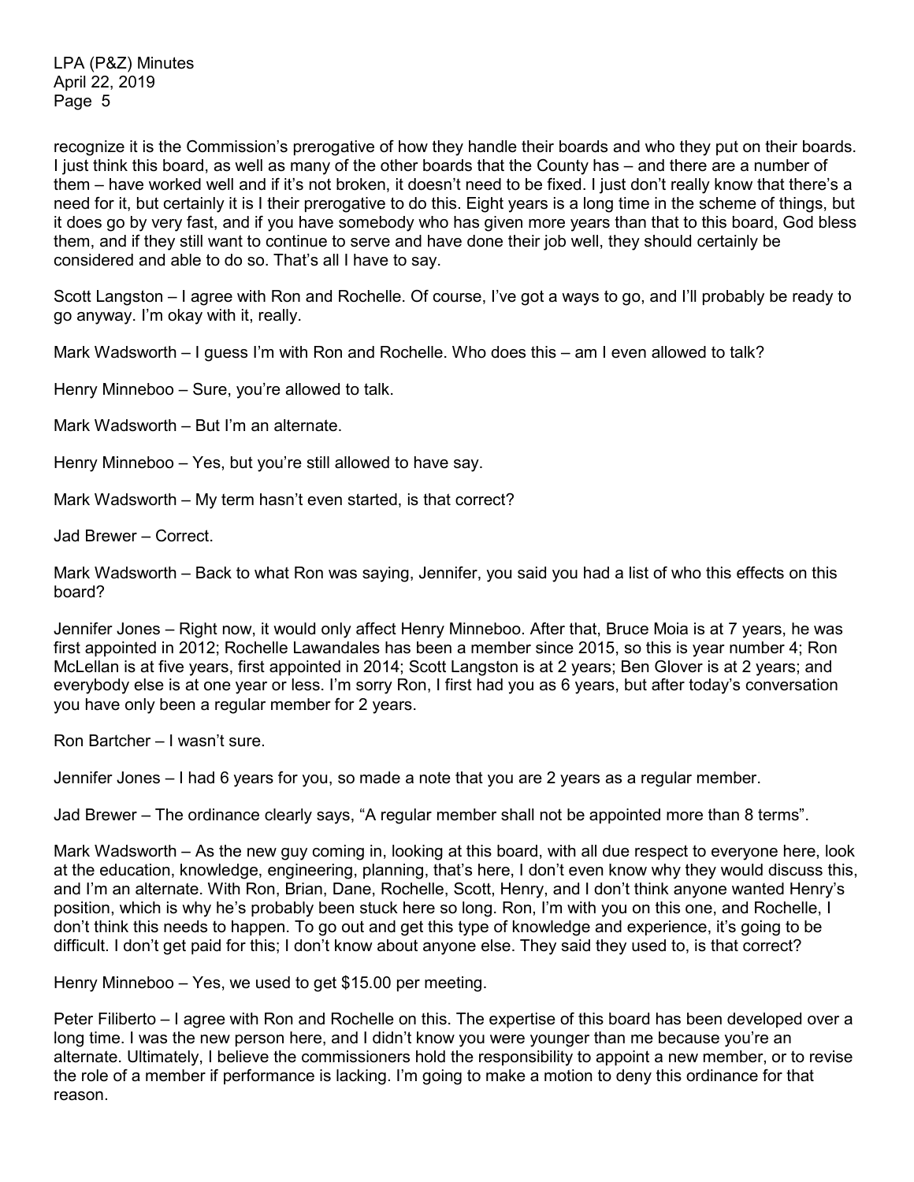recognize it is the Commission's prerogative of how they handle their boards and who they put on their boards. I just think this board, as well as many of the other boards that the County has – and there are a number of them – have worked well and if it's not broken, it doesn't need to be fixed. I just don't really know that there's a need for it, but certainly it is I their prerogative to do this. Eight years is a long time in the scheme of things, but it does go by very fast, and if you have somebody who has given more years than that to this board, God bless them, and if they still want to continue to serve and have done their job well, they should certainly be considered and able to do so. That's all I have to say.

Scott Langston – I agree with Ron and Rochelle. Of course, I've got a ways to go, and I'll probably be ready to go anyway. I'm okay with it, really.

Mark Wadsworth – I guess I'm with Ron and Rochelle. Who does this – am I even allowed to talk?

Henry Minneboo – Sure, you're allowed to talk.

Mark Wadsworth – But I'm an alternate.

Henry Minneboo – Yes, but you're still allowed to have say.

Mark Wadsworth – My term hasn't even started, is that correct?

Jad Brewer – Correct.

Mark Wadsworth – Back to what Ron was saying, Jennifer, you said you had a list of who this effects on this board?

Jennifer Jones – Right now, it would only affect Henry Minneboo. After that, Bruce Moia is at 7 years, he was first appointed in 2012; Rochelle Lawandales has been a member since 2015, so this is year number 4; Ron McLellan is at five years, first appointed in 2014; Scott Langston is at 2 years; Ben Glover is at 2 years; and everybody else is at one year or less. I'm sorry Ron, I first had you as 6 years, but after today's conversation you have only been a regular member for 2 years.

Ron Bartcher – I wasn't sure.

Jennifer Jones – I had 6 years for you, so made a note that you are 2 years as a regular member.

Jad Brewer – The ordinance clearly says, "A regular member shall not be appointed more than 8 terms".

Mark Wadsworth – As the new guy coming in, looking at this board, with all due respect to everyone here, look at the education, knowledge, engineering, planning, that's here, I don't even know why they would discuss this, and I'm an alternate. With Ron, Brian, Dane, Rochelle, Scott, Henry, and I don't think anyone wanted Henry's position, which is why he's probably been stuck here so long. Ron, I'm with you on this one, and Rochelle, I don't think this needs to happen. To go out and get this type of knowledge and experience, it's going to be difficult. I don't get paid for this; I don't know about anyone else. They said they used to, is that correct?

Henry Minneboo – Yes, we used to get $15.00 per meeting.

Peter Filiberto – I agree with Ron and Rochelle on this. The expertise of this board has been developed over a long time. I was the new person here, and I didn't know you were younger than me because you're an alternate. Ultimately, I believe the commissioners hold the responsibility to appoint a new member, or to revise the role of a member if performance is lacking. I'm going to make a motion to deny this ordinance for that reason.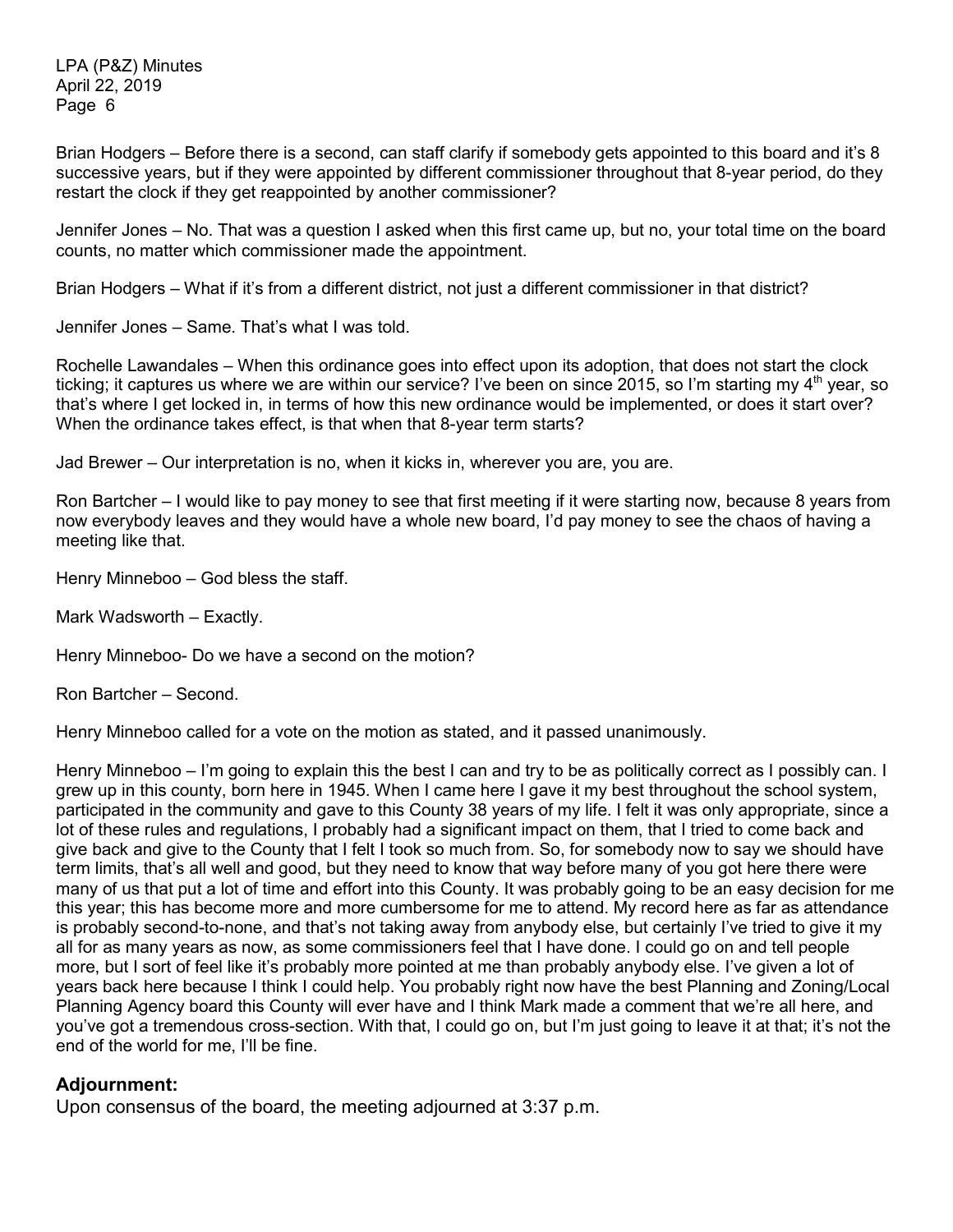Brian Hodgers – Before there is a second, can staff clarify if somebody gets appointed to this board and it's 8 successive years, but if they were appointed by different commissioner throughout that 8-year period, do they restart the clock if they get reappointed by another commissioner?

Jennifer Jones – No. That was a question I asked when this first came up, but no, your total time on the board counts, no matter which commissioner made the appointment.

Brian Hodgers – What if it's from a different district, not just a different commissioner in that district?

Jennifer Jones – Same. That's what I was told.

Rochelle Lawandales – When this ordinance goes into effect upon its adoption, that does not start the clock ticking; it captures us where we are within our service? I've been on since 2015, so I'm starting my 4th year, so that's where I get locked in, in terms of how this new ordinance would be implemented, or does it start over? When the ordinance takes effect, is that when that 8-year term starts?

Jad Brewer – Our interpretation is no, when it kicks in, wherever you are, you are.

Ron Bartcher – I would like to pay money to see that first meeting if it were starting now, because 8 years from now everybody leaves and they would have a whole new board, I'd pay money to see the chaos of having a meeting like that.

Henry Minneboo – God bless the staff.

Mark Wadsworth – Exactly.

Henry Minneboo- Do we have a second on the motion?

Ron Bartcher – Second.

Henry Minneboo called for a vote on the motion as stated, and it passed unanimously.

Henry Minneboo – I'm going to explain this the best I can and try to be as politically correct as I possibly can. I grew up in this county, born here in 1945. When I came here I gave it my best throughout the school system, participated in the community and gave to this County 38 years of my life. I felt it was only appropriate, since a lot of these rules and regulations, I probably had a significant impact on them, that I tried to come back and give back and give to the County that I felt I took so much from. So, for somebody now to say we should have term limits, that's all well and good, but they need to know that way before many of you got here there were many of us that put a lot of time and effort into this County. It was probably going to be an easy decision for me this year; this has become more and more cumbersome for me to attend. My record here as far as attendance is probably second-to-none, and that's not taking away from anybody else, but certainly I've tried to give it my all for as many years as now, as some commissioners feel that I have done. I could go on and tell people more, but I sort of feel like it's probably more pointed at me than probably anybody else. I've given a lot of years back here because I think I could help. You probably right now have the best Planning and Zoning/Local Planning Agency board this County will ever have and I think Mark made a comment that we're all here, and you've got a tremendous cross-section. With that, I could go on, but I'm just going to leave it at that; it's not the end of the world for me, I'll be fine.

## Adjournment:

Upon consensus of the board, the meeting adjourned at 3:37 p.m.